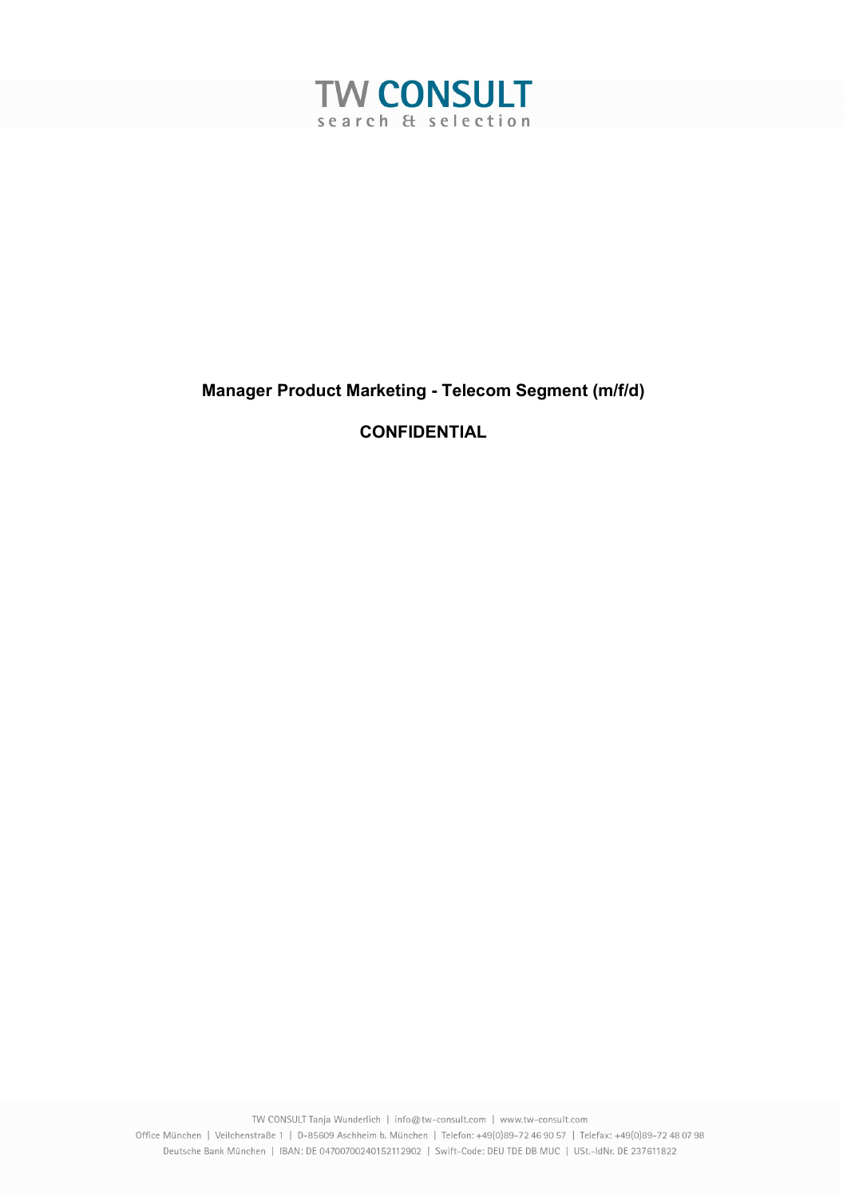TW CONSULT
search & selection

**Manager Product Marketing - Telecom Segment (m/f/d)**

**CONFIDENTIAL**

TW CONSULT Tanja Wunderlich | info@tw-consult.com | www.tw-consult.com
Office München | Veilchenstraße 1 | D-85609 Aschheim b. München | Telefon: +49(0)89-72 46 90 57 | Telefax: +49(0)89-72 48 07 98
Deutsche Bank München | IBAN: DE 04700700240152112902 | Swift-Code: DEU TDE DB MUC | USt.-IdNr. DE 237611822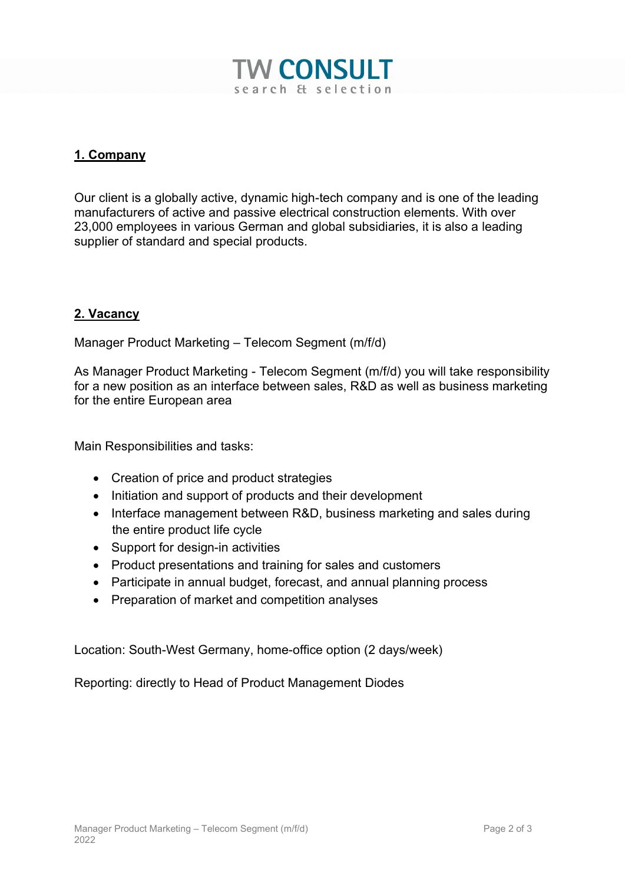## 1. Company

Our client is a globally active, dynamic high-tech company and is one of the leading manufacturers of active and passive electrical construction elements. With over 23,000 employees in various German and global subsidiaries, it is also a leading supplier of standard and special products.

## 2. Vacancy

Manager Product Marketing – Telecom Segment (m/f/d)

As Manager Product Marketing - Telecom Segment (m/f/d) you will take responsibility for a new position as an interface between sales, R&D as well as business marketing for the entire European area

Main Responsibilities and tasks:

- Creation of price and product strategies
- Initiation and support of products and their development
- Interface management between R&D, business marketing and sales during the entire product life cycle
- Support for design-in activities
- Product presentations and training for sales and customers
- Participate in annual budget, forecast, and annual planning process
- Preparation of market and competition analyses

Location: South-West Germany, home-office option (2 days/week)

Reporting: directly to Head of Product Management Diodes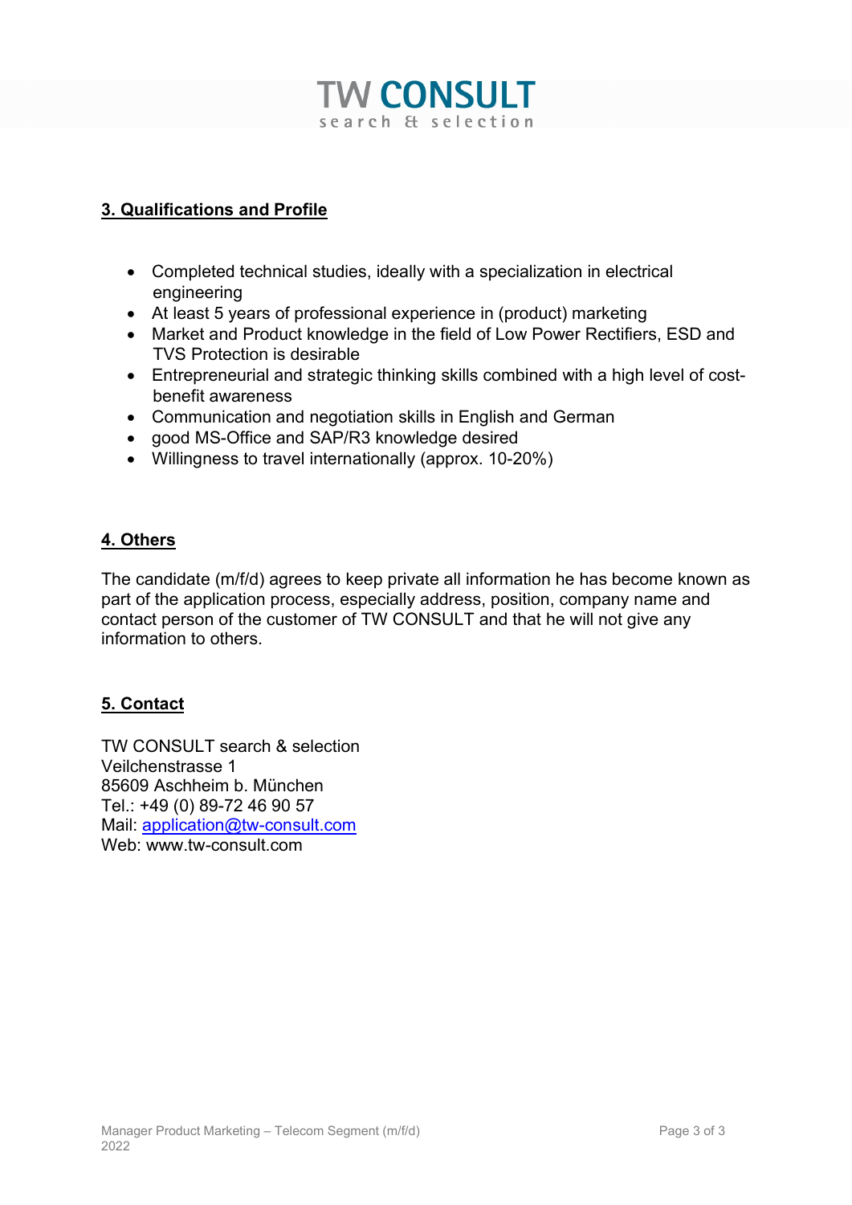## 3. Qualifications and Profile

- Completed technical studies, ideally with a specialization in electrical engineering
- At least 5 years of professional experience in (product) marketing
- Market and Product knowledge in the field of Low Power Rectifiers, ESD and TVS Protection is desirable
- Entrepreneurial and strategic thinking skills combined with a high level of cost-benefit awareness
- Communication and negotiation skills in English and German
- good MS-Office and SAP/R3 knowledge desired
- Willingness to travel internationally (approx. 10-20%)

## 4. Others

The candidate (m/f/d) agrees to keep private all information he has become known as part of the application process, especially address, position, company name and contact person of the customer of TW CONSULT and that he will not give any information to others.

## 5. Contact

TW CONSULT search & selection
Veilchenstrasse 1
85609 Aschheim b. München
Tel.: +49 (0) 89-72 46 90 57
Mail: application@tw-consult.com
Web: www.tw-consult.com